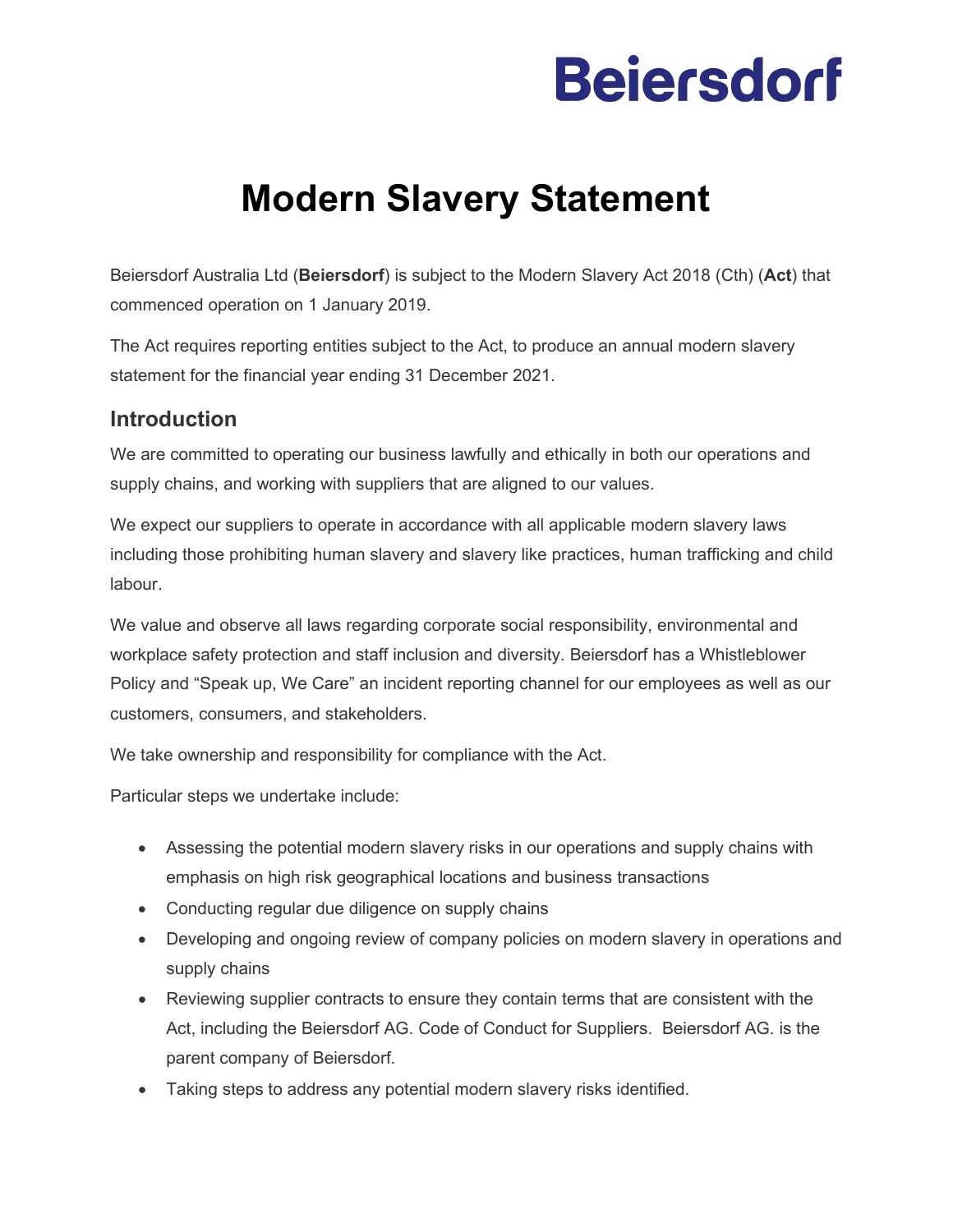Beiersdorf

# Modern Slavery Statement

Beiersdorf Australia Ltd (**Beiersdorf**) is subject to the Modern Slavery Act 2018 (Cth) (**Act**) that commenced operation on 1 January 2019.

The Act requires reporting entities subject to the Act, to produce an annual modern slavery statement for the financial year ending 31 December 2021.

## Introduction

We are committed to operating our business lawfully and ethically in both our operations and supply chains, and working with suppliers that are aligned to our values.

We expect our suppliers to operate in accordance with all applicable modern slavery laws including those prohibiting human slavery and slavery like practices, human trafficking and child labour.

We value and observe all laws regarding corporate social responsibility, environmental and workplace safety protection and staff inclusion and diversity. Beiersdorf has a Whistleblower Policy and "Speak up, We Care" an incident reporting channel for our employees as well as our customers, consumers, and stakeholders.

We take ownership and responsibility for compliance with the Act.

Particular steps we undertake include:

- Assessing the potential modern slavery risks in our operations and supply chains with emphasis on high risk geographical locations and business transactions
- Conducting regular due diligence on supply chains
- Developing and ongoing review of company policies on modern slavery in operations and supply chains
- Reviewing supplier contracts to ensure they contain terms that are consistent with the Act, including the Beiersdorf AG. Code of Conduct for Suppliers. Beiersdorf AG. is the parent company of Beiersdorf.
- Taking steps to address any potential modern slavery risks identified.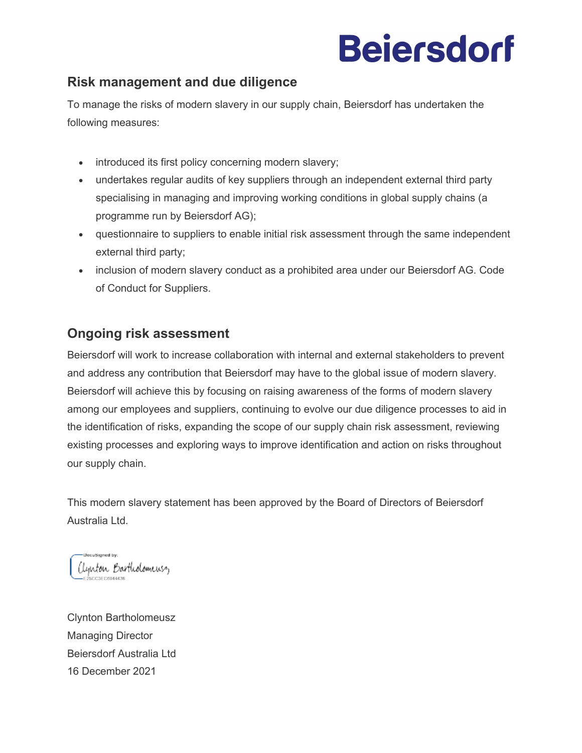## Risk management and due diligence

To manage the risks of modern slavery in our supply chain, Beiersdorf has undertaken the following measures:

- introduced its first policy concerning modern slavery;
- undertakes regular audits of key suppliers through an independent external third party specialising in managing and improving working conditions in global supply chains (a programme run by Beiersdorf AG);
- questionnaire to suppliers to enable initial risk assessment through the same independent external third party;
- inclusion of modern slavery conduct as a prohibited area under our Beiersdorf AG. Code of Conduct for Suppliers.

## Ongoing risk assessment

Beiersdorf will work to increase collaboration with internal and external stakeholders to prevent and address any contribution that Beiersdorf may have to the global issue of modern slavery. Beiersdorf will achieve this by focusing on raising awareness of the forms of modern slavery among our employees and suppliers, continuing to evolve our due diligence processes to aid in the identification of risks, expanding the scope of our supply chain risk assessment, reviewing existing processes and exploring ways to improve identification and action on risks throughout our supply chain.

This modern slavery statement has been approved by the Board of Directors of Beiersdorf Australia Ltd.

DocuSigned by:
Clynton Bartholomeusz
E25CC3EC8044436

Clynton Bartholomeusz
Managing Director
Beiersdorf Australia Ltd
16 December 2021